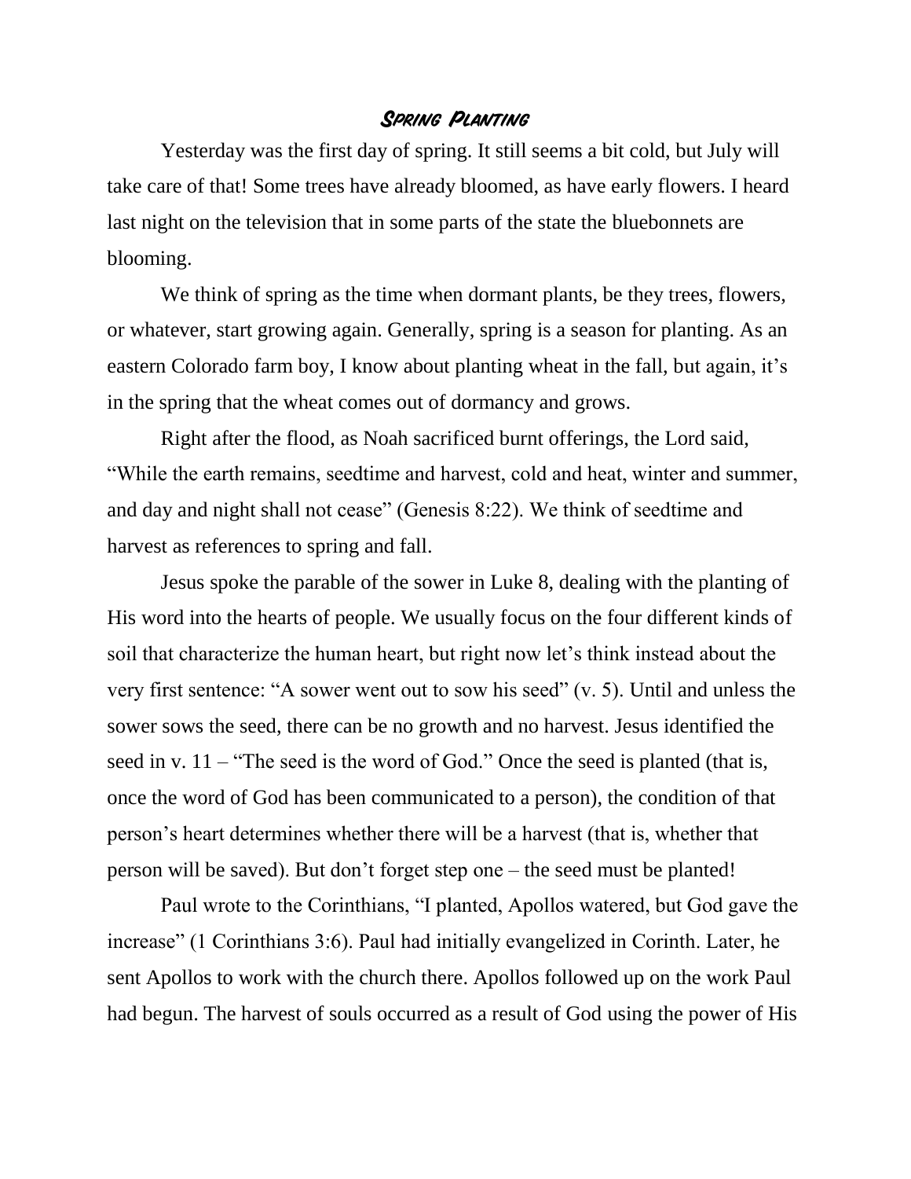# *Spring Planting*

Yesterday was the first day of spring. It still seems a bit cold, but July will take care of that! Some trees have already bloomed, as have early flowers. I heard last night on the television that in some parts of the state the bluebonnets are blooming.

We think of spring as the time when dormant plants, be they trees, flowers, or whatever, start growing again. Generally, spring is a season for planting. As an eastern Colorado farm boy, I know about planting wheat in the fall, but again, it's in the spring that the wheat comes out of dormancy and grows.

Right after the flood, as Noah sacrificed burnt offerings, the Lord said, "While the earth remains, seedtime and harvest, cold and heat, winter and summer, and day and night shall not cease" (Genesis 8:22). We think of seedtime and harvest as references to spring and fall.

Jesus spoke the parable of the sower in Luke 8, dealing with the planting of His word into the hearts of people. We usually focus on the four different kinds of soil that characterize the human heart, but right now let's think instead about the very first sentence: "A sower went out to sow his seed" (v. 5). Until and unless the sower sows the seed, there can be no growth and no harvest. Jesus identified the seed in v. 11 – "The seed is the word of God." Once the seed is planted (that is, once the word of God has been communicated to a person), the condition of that person's heart determines whether there will be a harvest (that is, whether that person will be saved). But don't forget step one – the seed must be planted!

Paul wrote to the Corinthians, "I planted, Apollos watered, but God gave the increase" (1 Corinthians 3:6). Paul had initially evangelized in Corinth. Later, he sent Apollos to work with the church there. Apollos followed up on the work Paul had begun. The harvest of souls occurred as a result of God using the power of His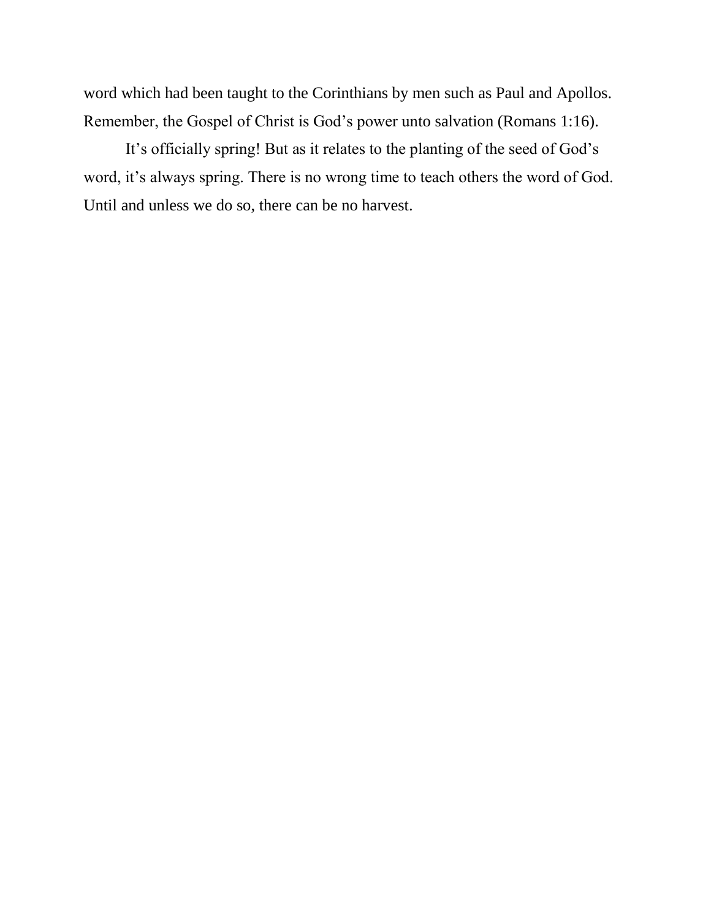word which had been taught to the Corinthians by men such as Paul and Apollos. Remember, the Gospel of Christ is God's power unto salvation (Romans 1:16).

It's officially spring! But as it relates to the planting of the seed of God's word, it's always spring. There is no wrong time to teach others the word of God. Until and unless we do so, there can be no harvest.